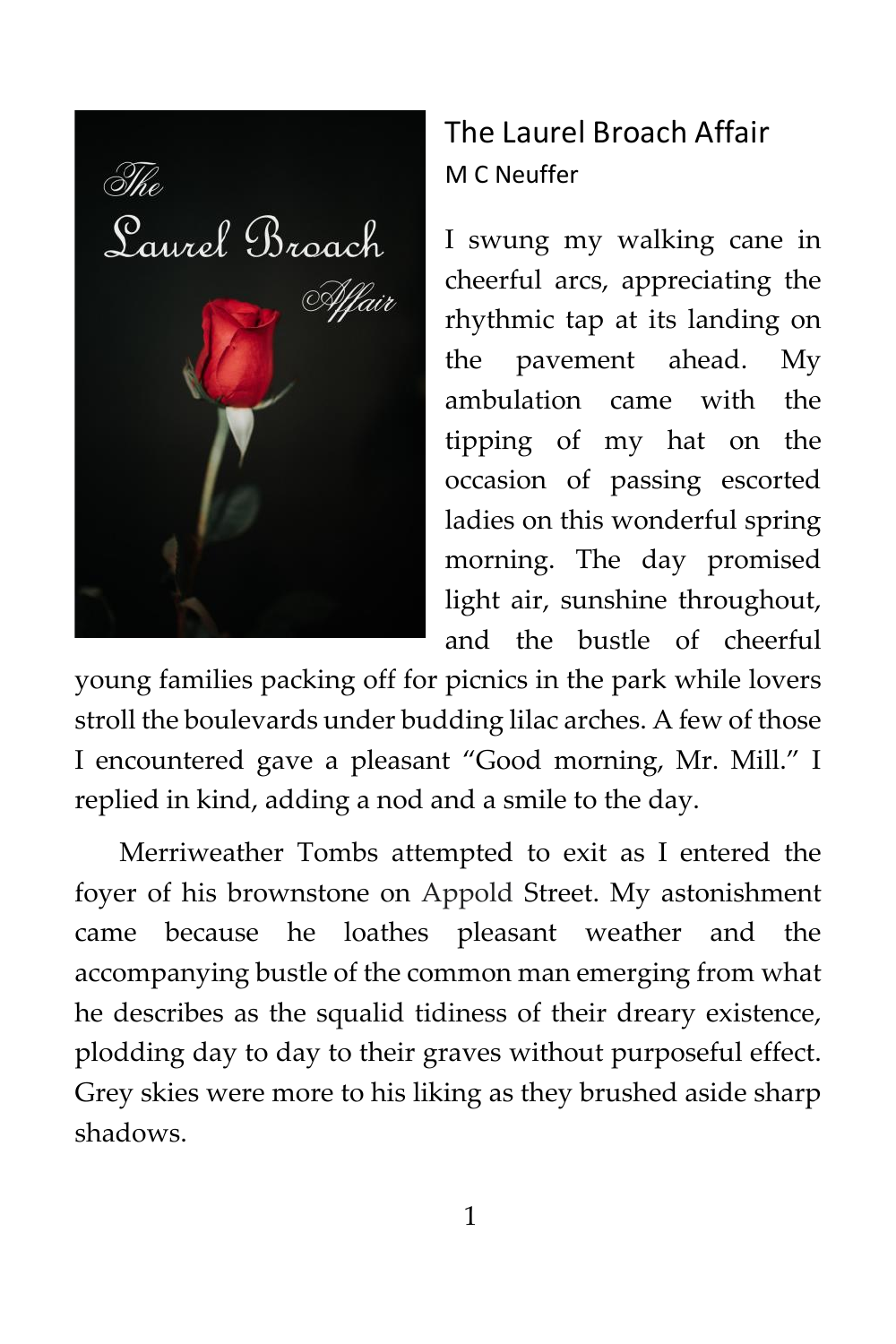# The Laurel Broach Affair

M C Neuffer

I swung my walking cane in cheerful arcs, appreciating the rhythmic tap at its landing on the pavement ahead. My ambulation came with the tipping of my hat on the occasion of passing escorted ladies on this wonderful spring morning. The day promised light air, sunshine throughout, and the bustle of cheerful young families packing off for picnics in the park while lovers stroll the boulevards under budding lilac arches. A few of those I encountered gave a pleasant "Good morning, Mr. Mill." I replied in kind, adding a nod and a smile to the day.

Merriweather Tombs attempted to exit as I entered the foyer of his brownstone on Appold Street. My astonishment came because he loathes pleasant weather and the accompanying bustle of the common man emerging from what he describes as the squalid tidiness of their dreary existence, plodding day to day to their graves without purposeful effect. Grey skies were more to his liking as they brushed aside sharp shadows.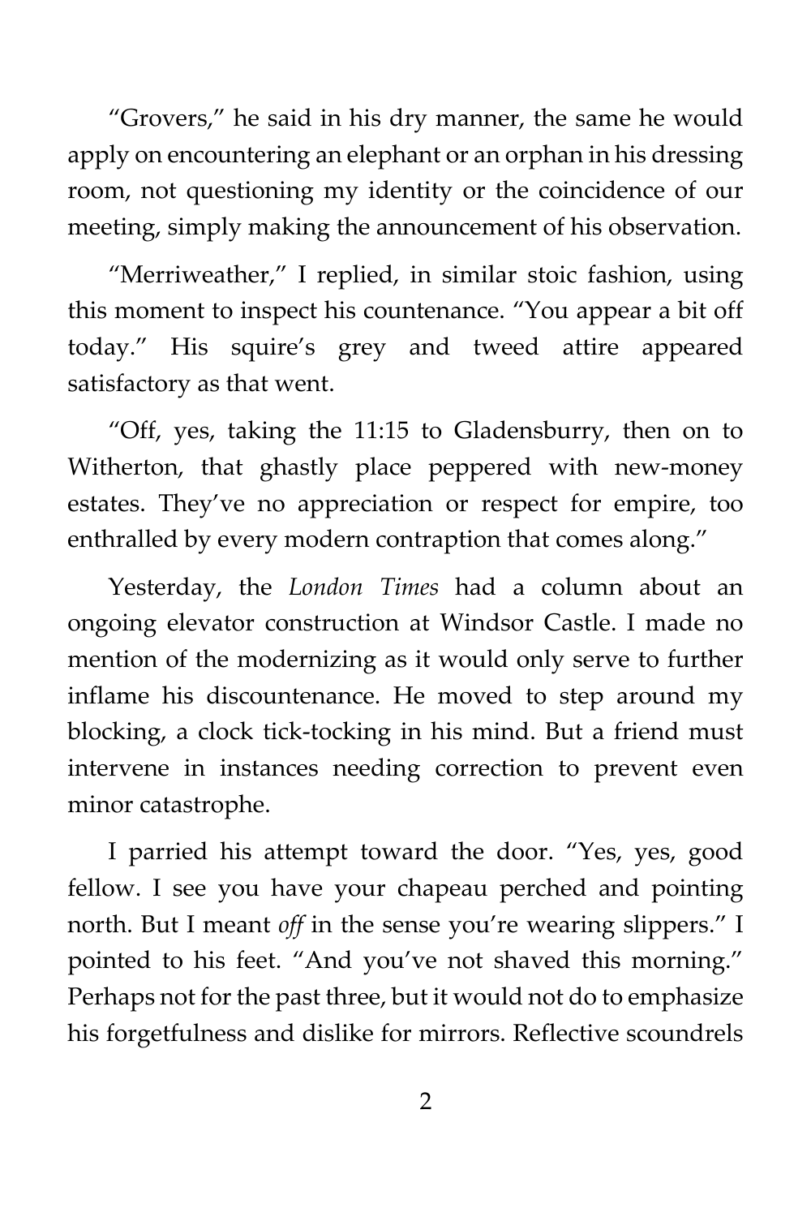"Grovers," he said in his dry manner, the same he would apply on encountering an elephant or an orphan in his dressing room, not questioning my identity or the coincidence of our meeting, simply making the announcement of his observation.

"Merriweather," I replied, in similar stoic fashion, using this moment to inspect his countenance. "You appear a bit off today." His squire's grey and tweed attire appeared satisfactory as that went.

"Off, yes, taking the 11:15 to Gladensburry, then on to Witherton, that ghastly place peppered with new-money estates. They've no appreciation or respect for empire, too enthralled by every modern contraption that comes along."

Yesterday, the *London Times* had a column about an ongoing elevator construction at Windsor Castle. I made no mention of the modernizing as it would only serve to further inflame his discountenance. He moved to step around my blocking, a clock tick-tocking in his mind. But a friend must intervene in instances needing correction to prevent even minor catastrophe.

I parried his attempt toward the door. "Yes, yes, good fellow. I see you have your chapeau perched and pointing north. But I meant *off* in the sense you're wearing slippers." I pointed to his feet. "And you've not shaved this morning." Perhaps not for the past three, but it would not do to emphasize his forgetfulness and dislike for mirrors. Reflective scoundrels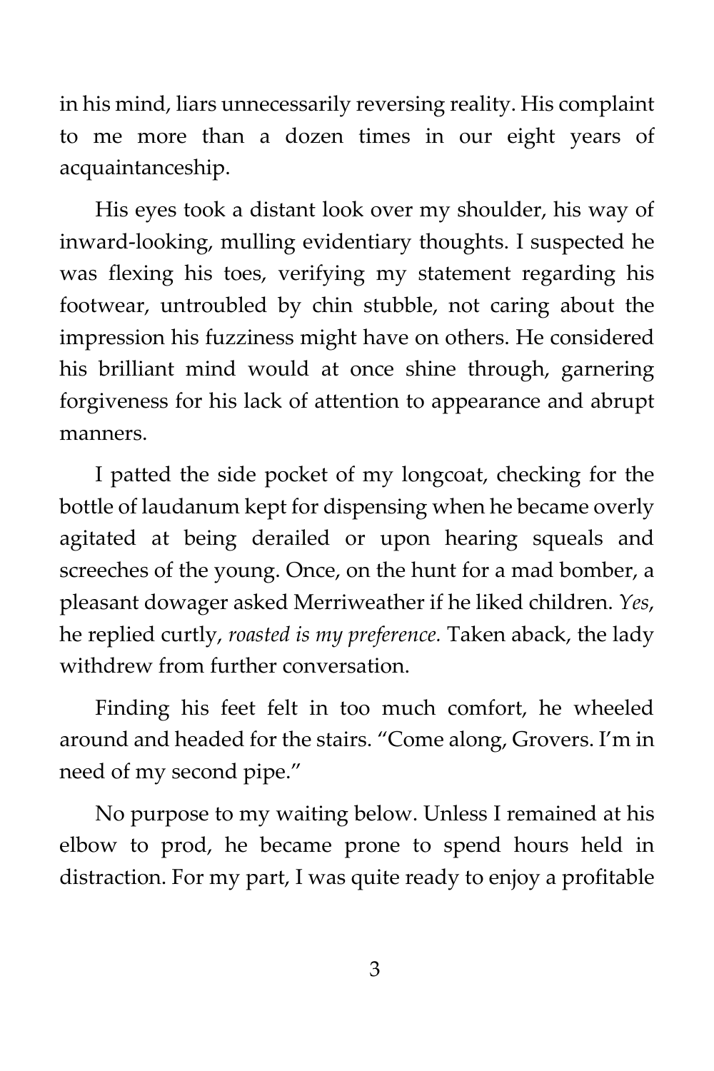in his mind, liars unnecessarily reversing reality. His complaint to me more than a dozen times in our eight years of acquaintanceship.

His eyes took a distant look over my shoulder, his way of inward-looking, mulling evidentiary thoughts. I suspected he was flexing his toes, verifying my statement regarding his footwear, untroubled by chin stubble, not caring about the impression his fuzziness might have on others. He considered his brilliant mind would at once shine through, garnering forgiveness for his lack of attention to appearance and abrupt manners.

I patted the side pocket of my longcoat, checking for the bottle of laudanum kept for dispensing when he became overly agitated at being derailed or upon hearing squeals and screeches of the young. Once, on the hunt for a mad bomber, a pleasant dowager asked Merriweather if he liked children. *Yes*, he replied curtly, *roasted is my preference.* Taken aback, the lady withdrew from further conversation.

Finding his feet felt in too much comfort, he wheeled around and headed for the stairs. "Come along, Grovers. I'm in need of my second pipe."

No purpose to my waiting below. Unless I remained at his elbow to prod, he became prone to spend hours held in distraction. For my part, I was quite ready to enjoy a profitable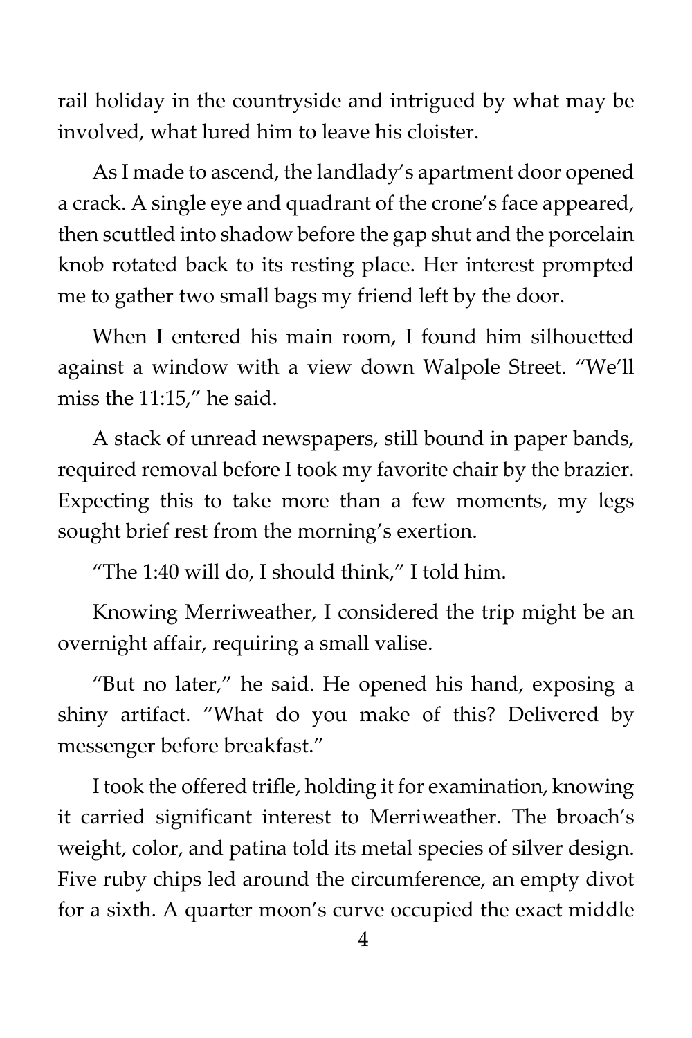rail holiday in the countryside and intrigued by what may be involved, what lured him to leave his cloister.

As I made to ascend, the landlady's apartment door opened a crack. A single eye and quadrant of the crone's face appeared, then scuttled into shadow before the gap shut and the porcelain knob rotated back to its resting place. Her interest prompted me to gather two small bags my friend left by the door.

When I entered his main room, I found him silhouetted against a window with a view down Walpole Street. "We'll miss the 11:15," he said.

A stack of unread newspapers, still bound in paper bands, required removal before I took my favorite chair by the brazier. Expecting this to take more than a few moments, my legs sought brief rest from the morning's exertion.

"The 1:40 will do, I should think," I told him.

Knowing Merriweather, I considered the trip might be an overnight affair, requiring a small valise.

"But no later," he said. He opened his hand, exposing a shiny artifact. "What do you make of this? Delivered by messenger before breakfast."

I took the offered trifle, holding it for examination, knowing it carried significant interest to Merriweather. The broach's weight, color, and patina told its metal species of silver design. Five ruby chips led around the circumference, an empty divot for a sixth. A quarter moon's curve occupied the exact middle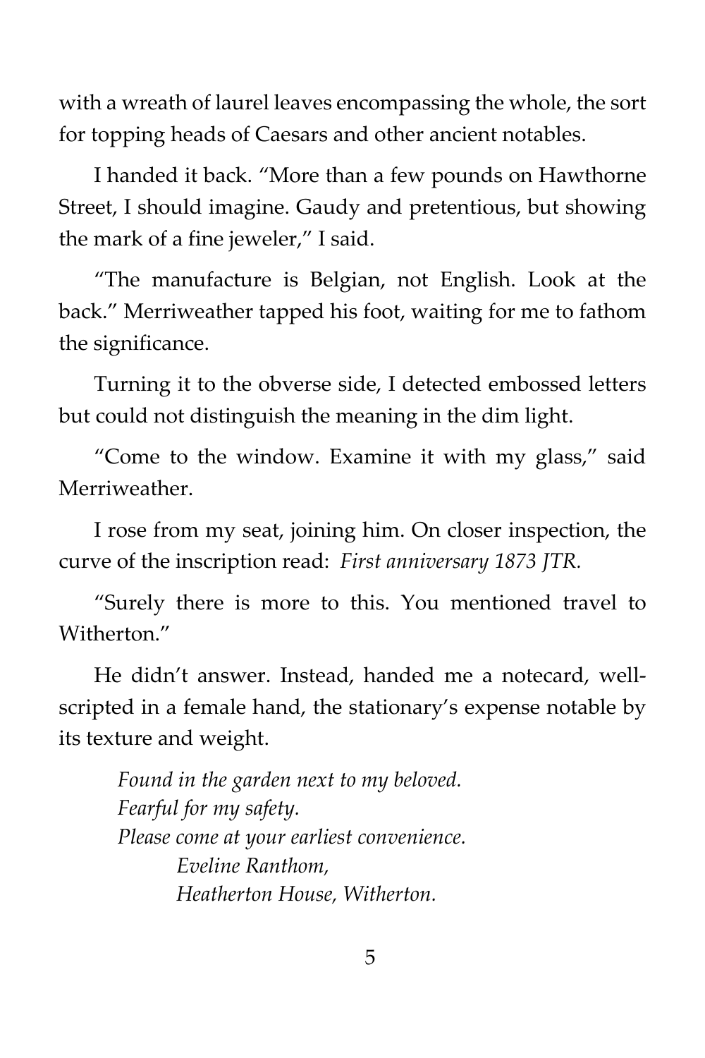with a wreath of laurel leaves encompassing the whole, the sort for topping heads of Caesars and other ancient notables.

I handed it back. "More than a few pounds on Hawthorne Street, I should imagine. Gaudy and pretentious, but showing the mark of a fine jeweler," I said.

"The manufacture is Belgian, not English. Look at the back." Merriweather tapped his foot, waiting for me to fathom the significance.

Turning it to the obverse side, I detected embossed letters but could not distinguish the meaning in the dim light.

"Come to the window. Examine it with my glass," said Merriweather.

I rose from my seat, joining him. On closer inspection, the curve of the inscription read: *First anniversary 1873 JTR.*

"Surely there is more to this. You mentioned travel to Witherton."

He didn't answer. Instead, handed me a notecard, well-scripted in a female hand, the stationary's expense notable by its texture and weight.

> *Found in the garden next to my beloved.*
> *Fearful for my safety.*
> *Please come at your earliest convenience.*
> *Eveline Ranthom,*
> *Heatherton House, Witherton.*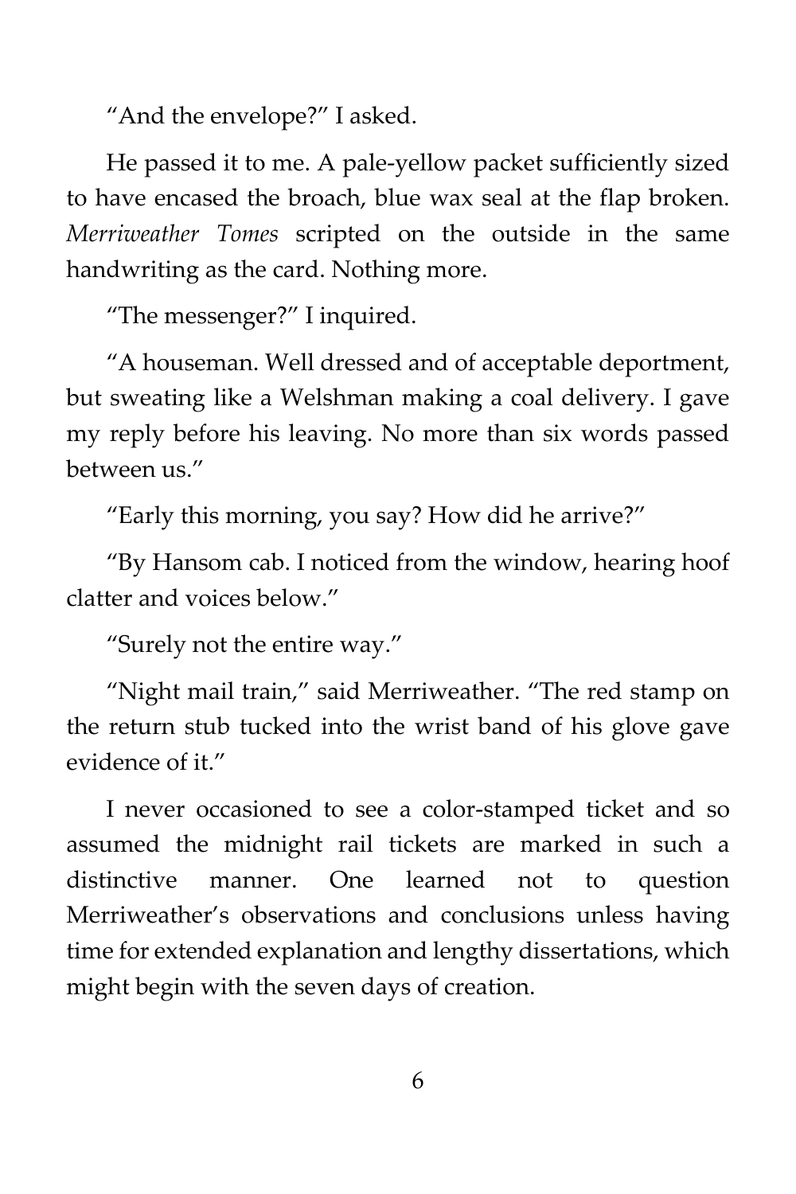"And the envelope?" I asked.

He passed it to me. A pale-yellow packet sufficiently sized to have encased the broach, blue wax seal at the flap broken. *Merriweather Tomes* scripted on the outside in the same handwriting as the card. Nothing more.

"The messenger?" I inquired.

"A houseman. Well dressed and of acceptable deportment, but sweating like a Welshman making a coal delivery. I gave my reply before his leaving. No more than six words passed between us."

"Early this morning, you say? How did he arrive?"

"By Hansom cab. I noticed from the window, hearing hoof clatter and voices below."

"Surely not the entire way."

"Night mail train," said Merriweather. "The red stamp on the return stub tucked into the wrist band of his glove gave evidence of it."

I never occasioned to see a color-stamped ticket and so assumed the midnight rail tickets are marked in such a distinctive manner. One learned not to question Merriweather's observations and conclusions unless having time for extended explanation and lengthy dissertations, which might begin with the seven days of creation.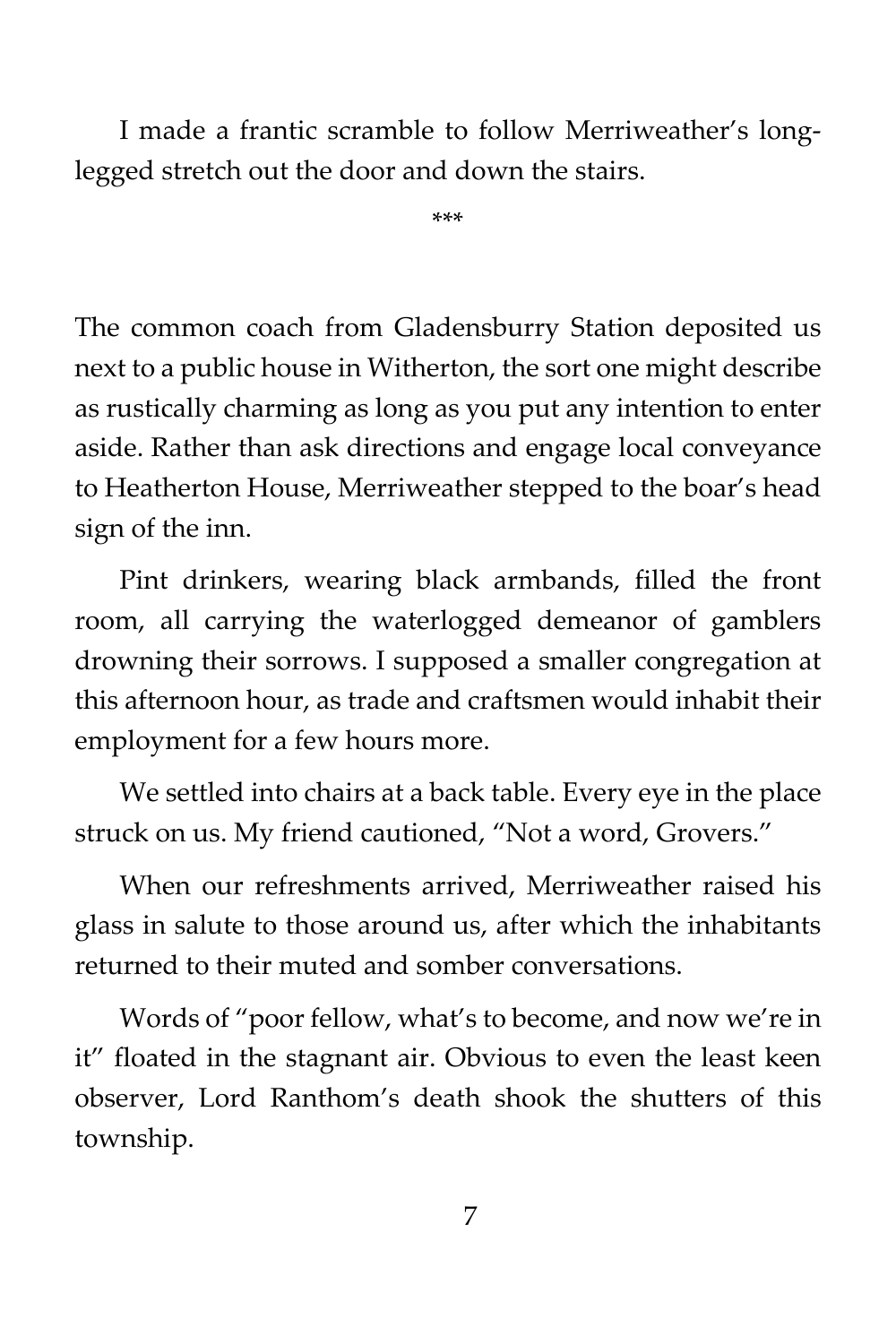I made a frantic scramble to follow Merriweather's long-legged stretch out the door and down the stairs.

***

The common coach from Gladensburry Station deposited us next to a public house in Witherton, the sort one might describe as rustically charming as long as you put any intention to enter aside. Rather than ask directions and engage local conveyance to Heatherton House, Merriweather stepped to the boar's head sign of the inn.

Pint drinkers, wearing black armbands, filled the front room, all carrying the waterlogged demeanor of gamblers drowning their sorrows. I supposed a smaller congregation at this afternoon hour, as trade and craftsmen would inhabit their employment for a few hours more.

We settled into chairs at a back table. Every eye in the place struck on us. My friend cautioned, "Not a word, Grovers."

When our refreshments arrived, Merriweather raised his glass in salute to those around us, after which the inhabitants returned to their muted and somber conversations.

Words of "poor fellow, what's to become, and now we're in it" floated in the stagnant air. Obvious to even the least keen observer, Lord Ranthom's death shook the shutters of this township.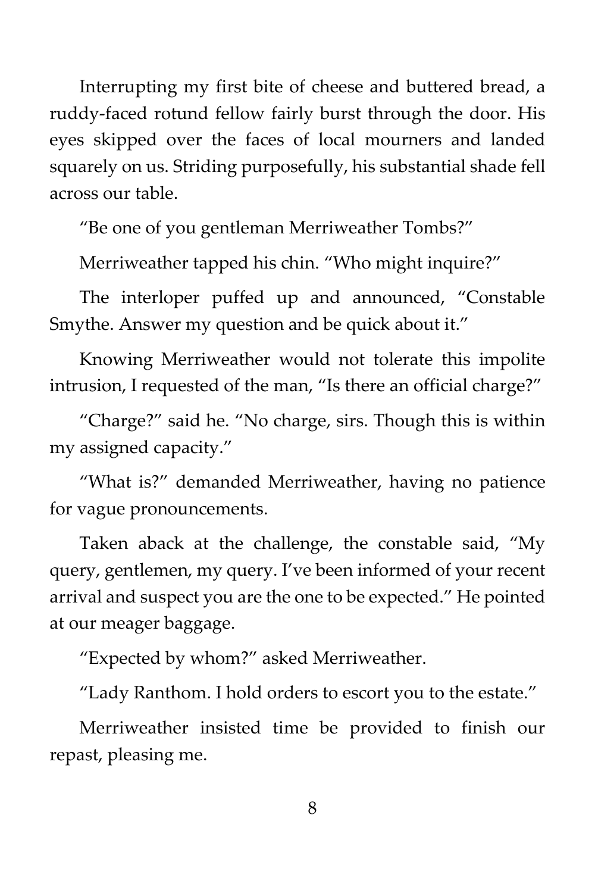Interrupting my first bite of cheese and buttered bread, a ruddy-faced rotund fellow fairly burst through the door. His eyes skipped over the faces of local mourners and landed squarely on us. Striding purposefully, his substantial shade fell across our table.

"Be one of you gentleman Merriweather Tombs?"

Merriweather tapped his chin. "Who might inquire?"

The interloper puffed up and announced, "Constable Smythe. Answer my question and be quick about it."

Knowing Merriweather would not tolerate this impolite intrusion, I requested of the man, "Is there an official charge?"

"Charge?" said he. "No charge, sirs. Though this is within my assigned capacity."

"What is?" demanded Merriweather, having no patience for vague pronouncements.

Taken aback at the challenge, the constable said, "My query, gentlemen, my query. I've been informed of your recent arrival and suspect you are the one to be expected." He pointed at our meager baggage.

"Expected by whom?" asked Merriweather.

"Lady Ranthom. I hold orders to escort you to the estate."

Merriweather insisted time be provided to finish our repast, pleasing me.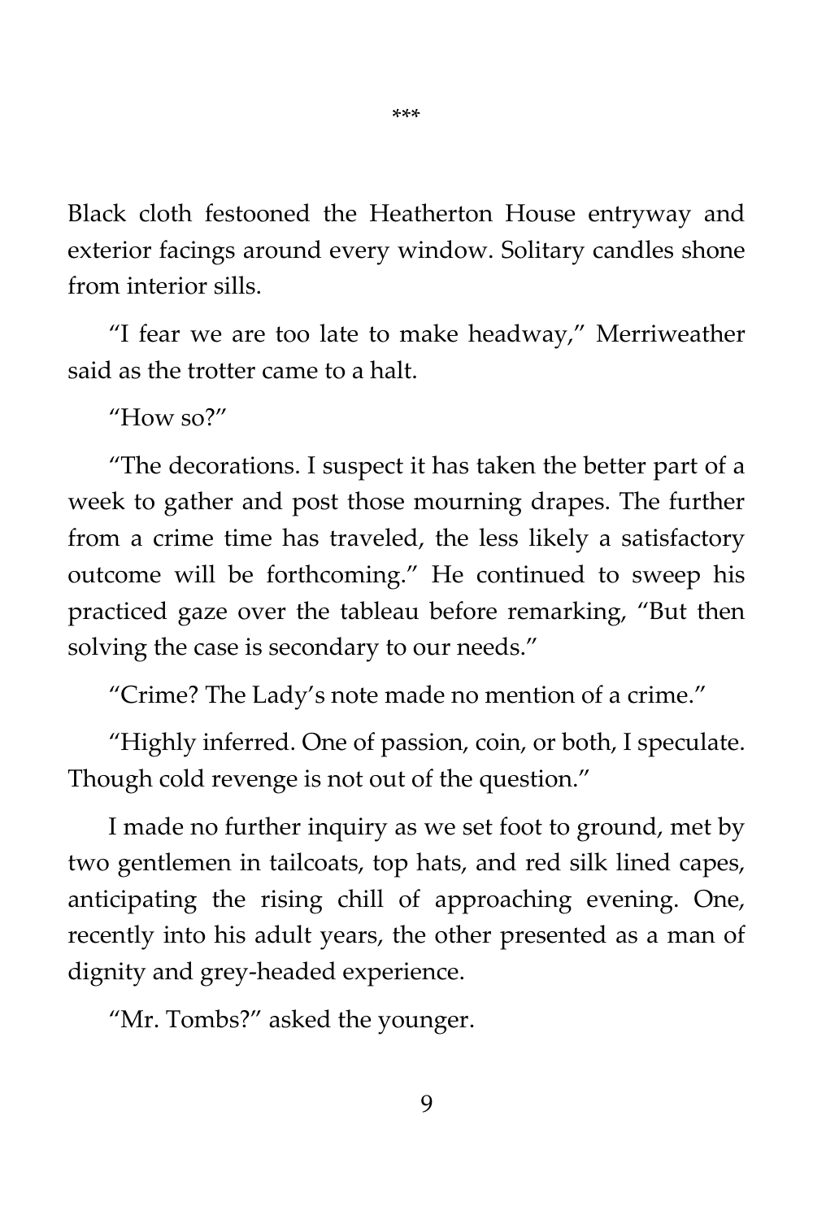\*\*\*

Black cloth festooned the Heatherton House entryway and exterior facings around every window. Solitary candles shone from interior sills.

"I fear we are too late to make headway," Merriweather said as the trotter came to a halt.

"How so?"

"The decorations. I suspect it has taken the better part of a week to gather and post those mourning drapes. The further from a crime time has traveled, the less likely a satisfactory outcome will be forthcoming." He continued to sweep his practiced gaze over the tableau before remarking, "But then solving the case is secondary to our needs."

"Crime? The Lady's note made no mention of a crime."

"Highly inferred. One of passion, coin, or both, I speculate. Though cold revenge is not out of the question."

I made no further inquiry as we set foot to ground, met by two gentlemen in tailcoats, top hats, and red silk lined capes, anticipating the rising chill of approaching evening. One, recently into his adult years, the other presented as a man of dignity and grey-headed experience.

"Mr. Tombs?" asked the younger.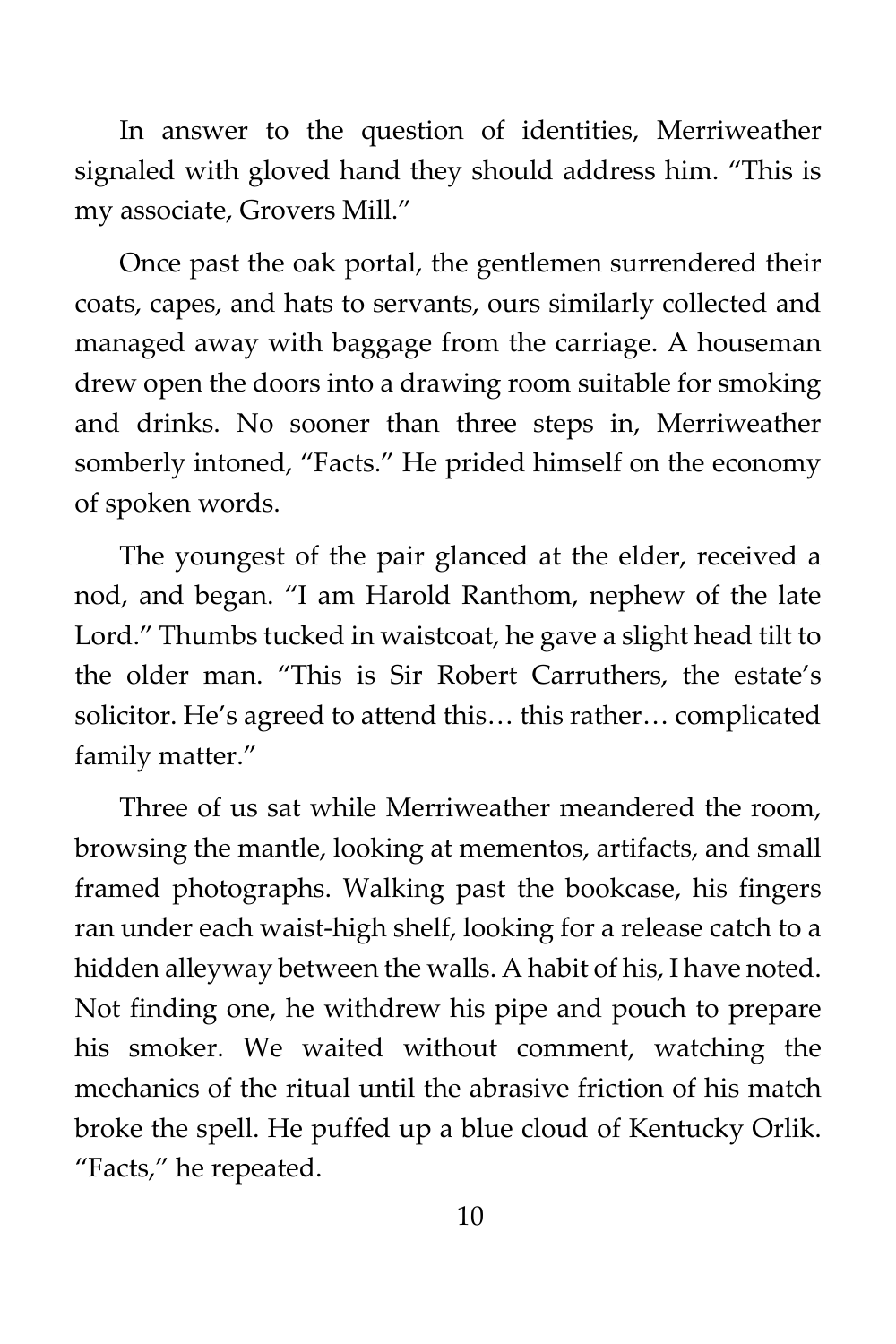In answer to the question of identities, Merriweather signaled with gloved hand they should address him. "This is my associate, Grovers Mill."

Once past the oak portal, the gentlemen surrendered their coats, capes, and hats to servants, ours similarly collected and managed away with baggage from the carriage. A houseman drew open the doors into a drawing room suitable for smoking and drinks. No sooner than three steps in, Merriweather somberly intoned, "Facts." He prided himself on the economy of spoken words.

The youngest of the pair glanced at the elder, received a nod, and began. "I am Harold Ranthom, nephew of the late Lord." Thumbs tucked in waistcoat, he gave a slight head tilt to the older man. "This is Sir Robert Carruthers, the estate's solicitor. He's agreed to attend this… this rather… complicated family matter."

Three of us sat while Merriweather meandered the room, browsing the mantle, looking at mementos, artifacts, and small framed photographs. Walking past the bookcase, his fingers ran under each waist-high shelf, looking for a release catch to a hidden alleyway between the walls. A habit of his, I have noted. Not finding one, he withdrew his pipe and pouch to prepare his smoker. We waited without comment, watching the mechanics of the ritual until the abrasive friction of his match broke the spell. He puffed up a blue cloud of Kentucky Orlik. "Facts," he repeated.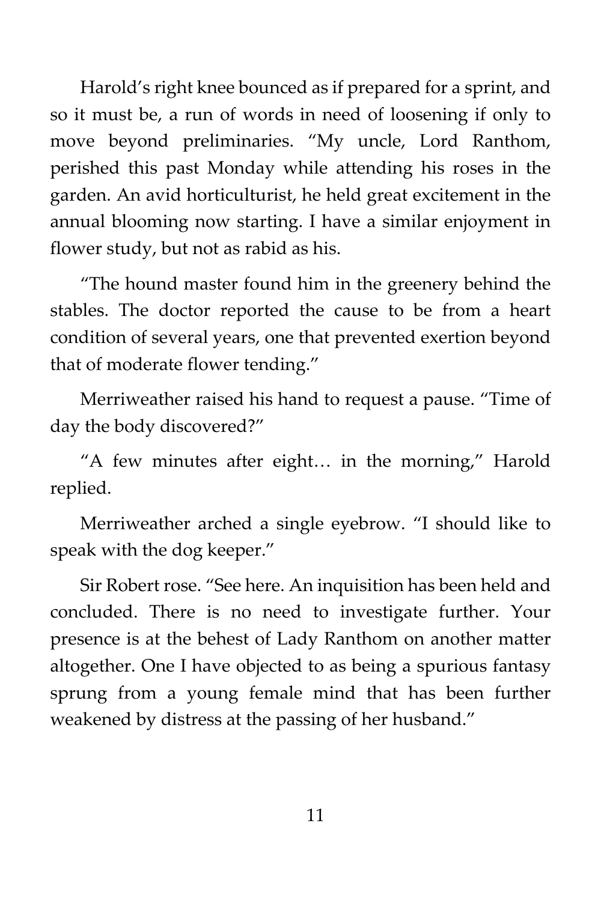Harold's right knee bounced as if prepared for a sprint, and so it must be, a run of words in need of loosening if only to move beyond preliminaries. "My uncle, Lord Ranthom, perished this past Monday while attending his roses in the garden. An avid horticulturist, he held great excitement in the annual blooming now starting. I have a similar enjoyment in flower study, but not as rabid as his.

"The hound master found him in the greenery behind the stables. The doctor reported the cause to be from a heart condition of several years, one that prevented exertion beyond that of moderate flower tending."

Merriweather raised his hand to request a pause. "Time of day the body discovered?"

"A few minutes after eight… in the morning," Harold replied.

Merriweather arched a single eyebrow. "I should like to speak with the dog keeper."

Sir Robert rose. "See here. An inquisition has been held and concluded. There is no need to investigate further. Your presence is at the behest of Lady Ranthom on another matter altogether. One I have objected to as being a spurious fantasy sprung from a young female mind that has been further weakened by distress at the passing of her husband."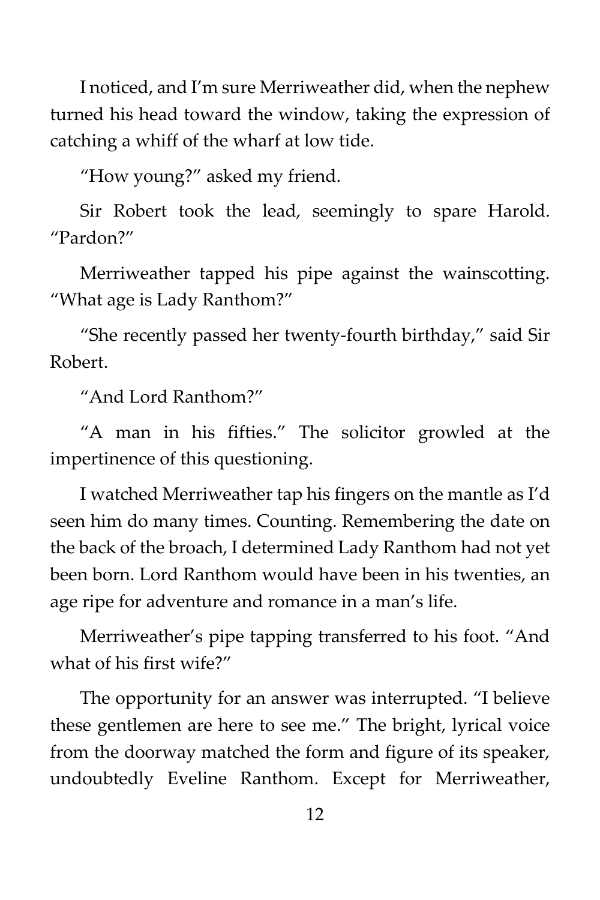I noticed, and I'm sure Merriweather did, when the nephew turned his head toward the window, taking the expression of catching a whiff of the wharf at low tide.

"How young?" asked my friend.

Sir Robert took the lead, seemingly to spare Harold. "Pardon?"

Merriweather tapped his pipe against the wainscotting. "What age is Lady Ranthom?"

"She recently passed her twenty-fourth birthday," said Sir Robert.

"And Lord Ranthom?"

"A man in his fifties." The solicitor growled at the impertinence of this questioning.

I watched Merriweather tap his fingers on the mantle as I'd seen him do many times. Counting. Remembering the date on the back of the broach, I determined Lady Ranthom had not yet been born. Lord Ranthom would have been in his twenties, an age ripe for adventure and romance in a man's life.

Merriweather's pipe tapping transferred to his foot. "And what of his first wife?"

The opportunity for an answer was interrupted. "I believe these gentlemen are here to see me." The bright, lyrical voice from the doorway matched the form and figure of its speaker, undoubtedly Eveline Ranthom. Except for Merriweather,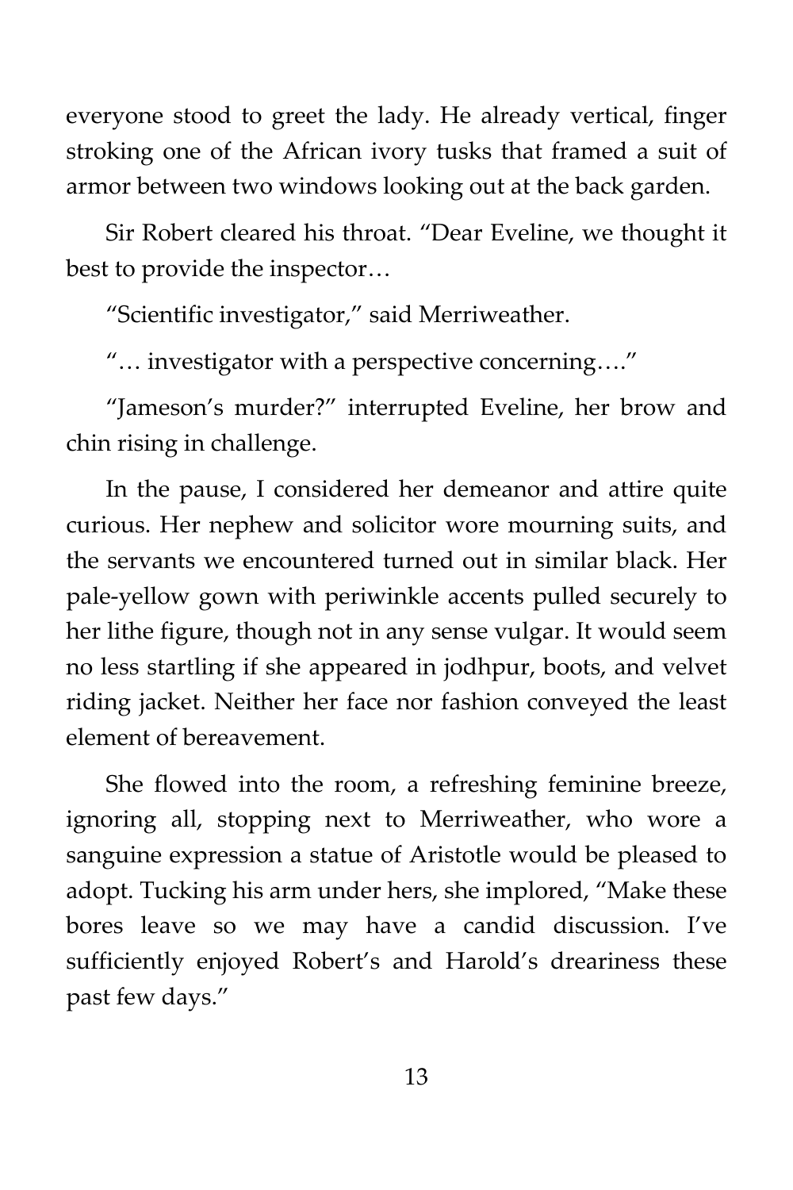everyone stood to greet the lady. He already vertical, finger stroking one of the African ivory tusks that framed a suit of armor between two windows looking out at the back garden.

Sir Robert cleared his throat. “Dear Eveline, we thought it best to provide the inspector…

“Scientific investigator,” said Merriweather.

“… investigator with a perspective concerning….”

“Jameson’s murder?” interrupted Eveline, her brow and chin rising in challenge.

In the pause, I considered her demeanor and attire quite curious. Her nephew and solicitor wore mourning suits, and the servants we encountered turned out in similar black. Her pale-yellow gown with periwinkle accents pulled securely to her lithe figure, though not in any sense vulgar. It would seem no less startling if she appeared in jodhpur, boots, and velvet riding jacket. Neither her face nor fashion conveyed the least element of bereavement.

She flowed into the room, a refreshing feminine breeze, ignoring all, stopping next to Merriweather, who wore a sanguine expression a statue of Aristotle would be pleased to adopt. Tucking his arm under hers, she implored, “Make these bores leave so we may have a candid discussion. I’ve sufficiently enjoyed Robert’s and Harold’s dreariness these past few days.”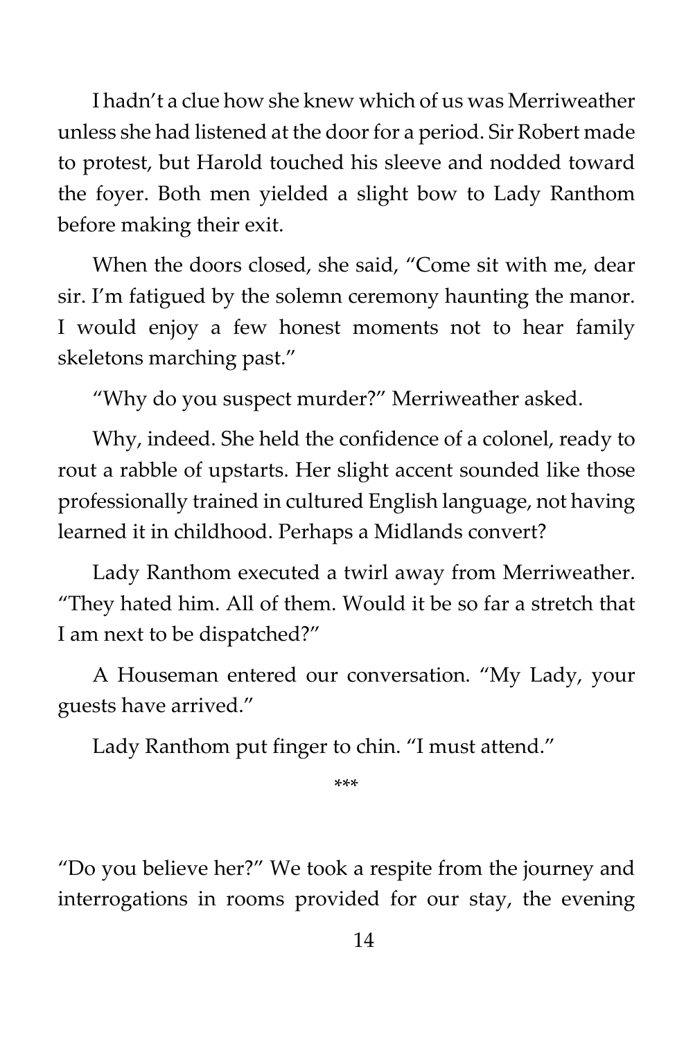I hadn't a clue how she knew which of us was Merriweather unless she had listened at the door for a period. Sir Robert made to protest, but Harold touched his sleeve and nodded toward the foyer. Both men yielded a slight bow to Lady Ranthom before making their exit.

When the doors closed, she said, "Come sit with me, dear sir. I'm fatigued by the solemn ceremony haunting the manor. I would enjoy a few honest moments not to hear family skeletons marching past."

"Why do you suspect murder?" Merriweather asked.

Why, indeed. She held the confidence of a colonel, ready to rout a rabble of upstarts. Her slight accent sounded like those professionally trained in cultured English language, not having learned it in childhood. Perhaps a Midlands convert?

Lady Ranthom executed a twirl away from Merriweather. "They hated him. All of them. Would it be so far a stretch that I am next to be dispatched?"

A Houseman entered our conversation. "My Lady, your guests have arrived."

Lady Ranthom put finger to chin. "I must attend."

***

"Do you believe her?" We took a respite from the journey and interrogations in rooms provided for our stay, the evening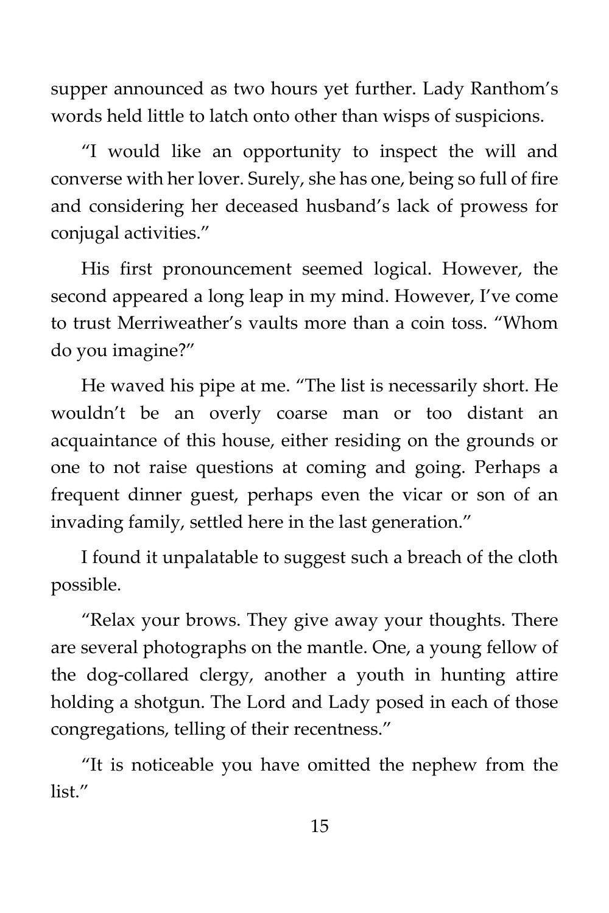supper announced as two hours yet further. Lady Ranthom's words held little to latch onto other than wisps of suspicions.

"I would like an opportunity to inspect the will and converse with her lover. Surely, she has one, being so full of fire and considering her deceased husband's lack of prowess for conjugal activities."

His first pronouncement seemed logical. However, the second appeared a long leap in my mind. However, I've come to trust Merriweather's vaults more than a coin toss. "Whom do you imagine?"

He waved his pipe at me. "The list is necessarily short. He wouldn't be an overly coarse man or too distant an acquaintance of this house, either residing on the grounds or one to not raise questions at coming and going. Perhaps a frequent dinner guest, perhaps even the vicar or son of an invading family, settled here in the last generation."

I found it unpalatable to suggest such a breach of the cloth possible.

"Relax your brows. They give away your thoughts. There are several photographs on the mantle. One, a young fellow of the dog-collared clergy, another a youth in hunting attire holding a shotgun. The Lord and Lady posed in each of those congregations, telling of their recentness."

"It is noticeable you have omitted the nephew from the list."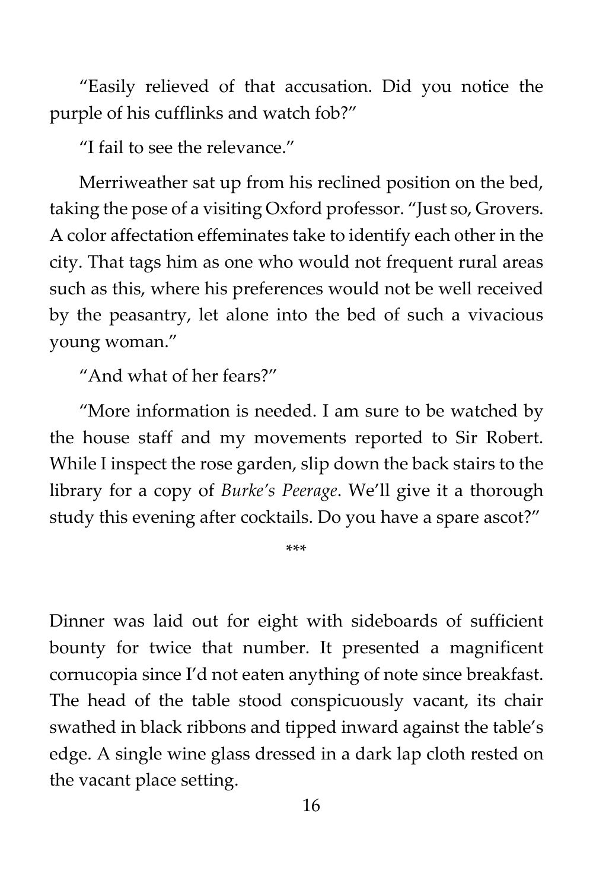"Easily relieved of that accusation. Did you notice the purple of his cufflinks and watch fob?"

"I fail to see the relevance."

Merriweather sat up from his reclined position on the bed, taking the pose of a visiting Oxford professor. "Just so, Grovers. A color affectation effeminates take to identify each other in the city. That tags him as one who would not frequent rural areas such as this, where his preferences would not be well received by the peasantry, let alone into the bed of such a vivacious young woman."

"And what of her fears?"

"More information is needed. I am sure to be watched by the house staff and my movements reported to Sir Robert. While I inspect the rose garden, slip down the back stairs to the library for a copy of *Burke's Peerage*. We'll give it a thorough study this evening after cocktails. Do you have a spare ascot?"

\*\*\*

Dinner was laid out for eight with sideboards of sufficient bounty for twice that number. It presented a magnificent cornucopia since I'd not eaten anything of note since breakfast. The head of the table stood conspicuously vacant, its chair swathed in black ribbons and tipped inward against the table's edge. A single wine glass dressed in a dark lap cloth rested on the vacant place setting.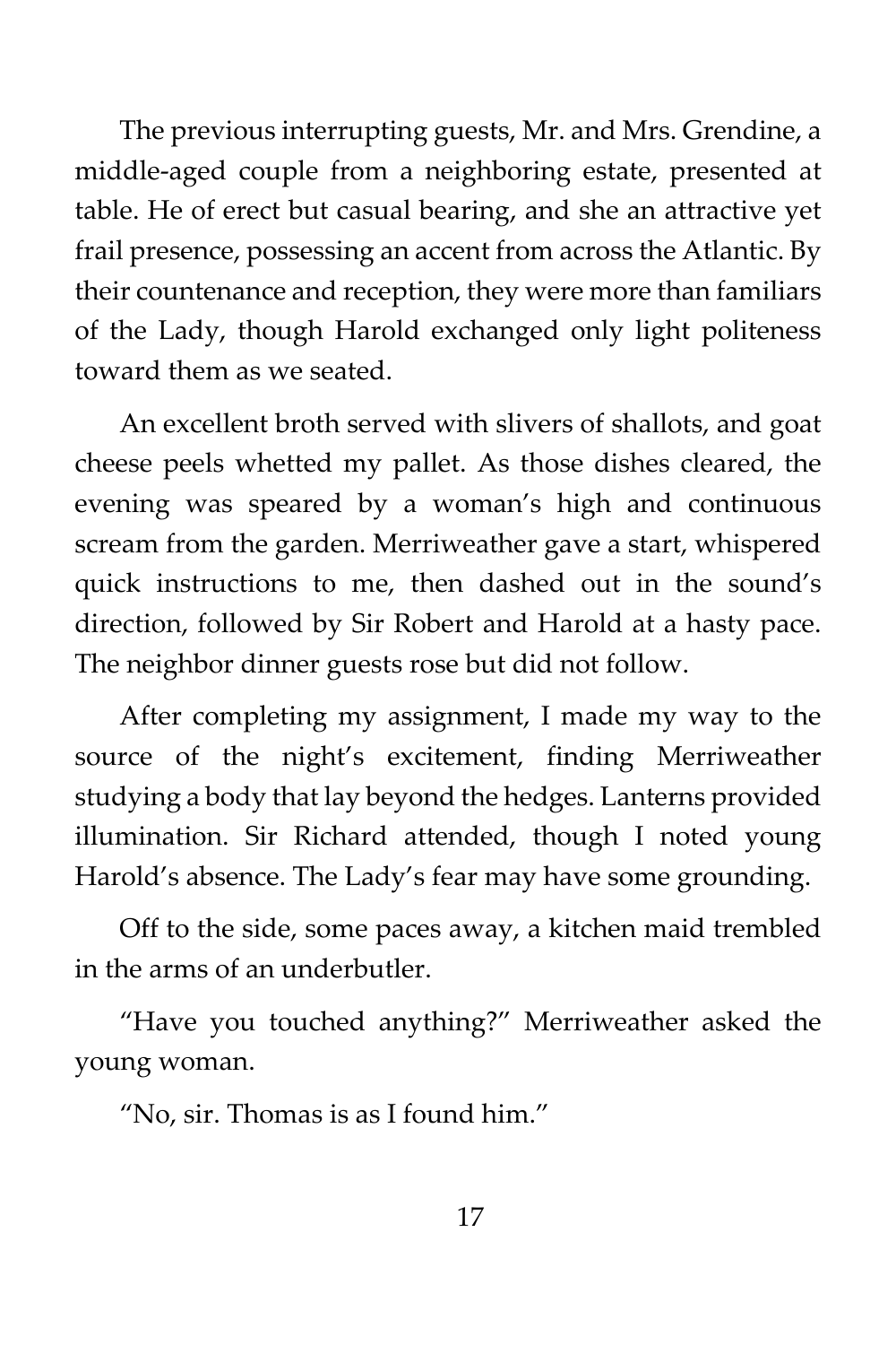The previous interrupting guests, Mr. and Mrs. Grendine, a middle-aged couple from a neighboring estate, presented at table. He of erect but casual bearing, and she an attractive yet frail presence, possessing an accent from across the Atlantic. By their countenance and reception, they were more than familiars of the Lady, though Harold exchanged only light politeness toward them as we seated.

An excellent broth served with slivers of shallots, and goat cheese peels whetted my pallet. As those dishes cleared, the evening was speared by a woman's high and continuous scream from the garden. Merriweather gave a start, whispered quick instructions to me, then dashed out in the sound's direction, followed by Sir Robert and Harold at a hasty pace. The neighbor dinner guests rose but did not follow.

After completing my assignment, I made my way to the source of the night's excitement, finding Merriweather studying a body that lay beyond the hedges. Lanterns provided illumination. Sir Richard attended, though I noted young Harold's absence. The Lady's fear may have some grounding.

Off to the side, some paces away, a kitchen maid trembled in the arms of an underbutler.

"Have you touched anything?" Merriweather asked the young woman.

"No, sir. Thomas is as I found him."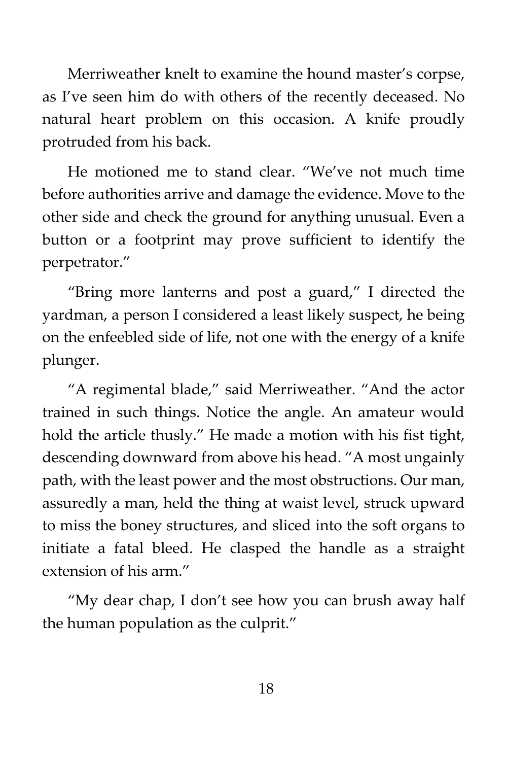Merriweather knelt to examine the hound master's corpse, as I've seen him do with others of the recently deceased. No natural heart problem on this occasion. A knife proudly protruded from his back.

He motioned me to stand clear. "We've not much time before authorities arrive and damage the evidence. Move to the other side and check the ground for anything unusual. Even a button or a footprint may prove sufficient to identify the perpetrator."

"Bring more lanterns and post a guard," I directed the yardman, a person I considered a least likely suspect, he being on the enfeebled side of life, not one with the energy of a knife plunger.

"A regimental blade," said Merriweather. "And the actor trained in such things. Notice the angle. An amateur would hold the article thusly." He made a motion with his fist tight, descending downward from above his head. "A most ungainly path, with the least power and the most obstructions. Our man, assuredly a man, held the thing at waist level, struck upward to miss the boney structures, and sliced into the soft organs to initiate a fatal bleed. He clasped the handle as a straight extension of his arm."

"My dear chap, I don't see how you can brush away half the human population as the culprit."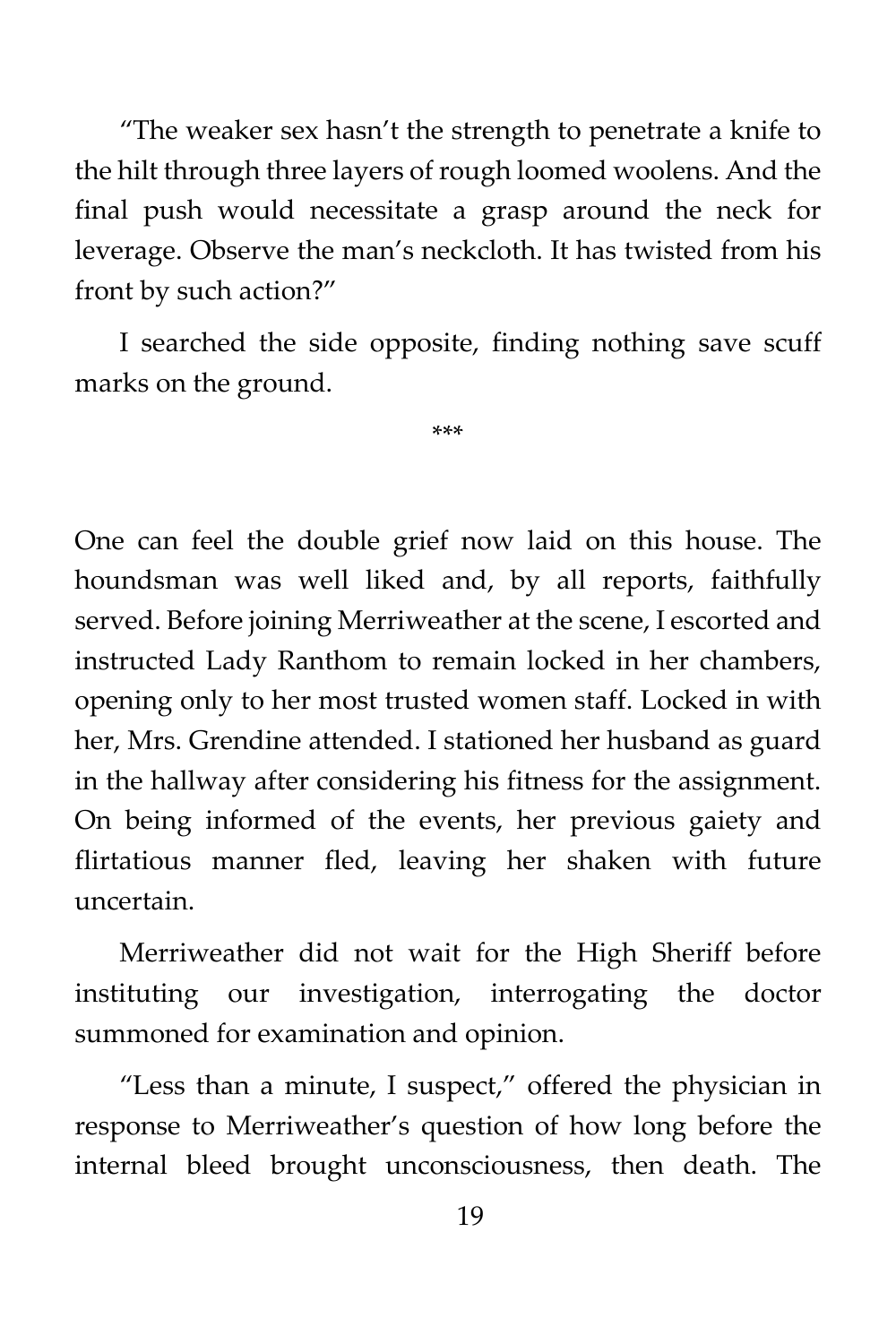"The weaker sex hasn't the strength to penetrate a knife to the hilt through three layers of rough loomed woolens. And the final push would necessitate a grasp around the neck for leverage. Observe the man's neckcloth. It has twisted from his front by such action?"

I searched the side opposite, finding nothing save scuff marks on the ground.

***

One can feel the double grief now laid on this house. The houndsman was well liked and, by all reports, faithfully served. Before joining Merriweather at the scene, I escorted and instructed Lady Ranthom to remain locked in her chambers, opening only to her most trusted women staff. Locked in with her, Mrs. Grendine attended. I stationed her husband as guard in the hallway after considering his fitness for the assignment. On being informed of the events, her previous gaiety and flirtatious manner fled, leaving her shaken with future uncertain.

Merriweather did not wait for the High Sheriff before instituting our investigation, interrogating the doctor summoned for examination and opinion.

"Less than a minute, I suspect," offered the physician in response to Merriweather's question of how long before the internal bleed brought unconsciousness, then death. The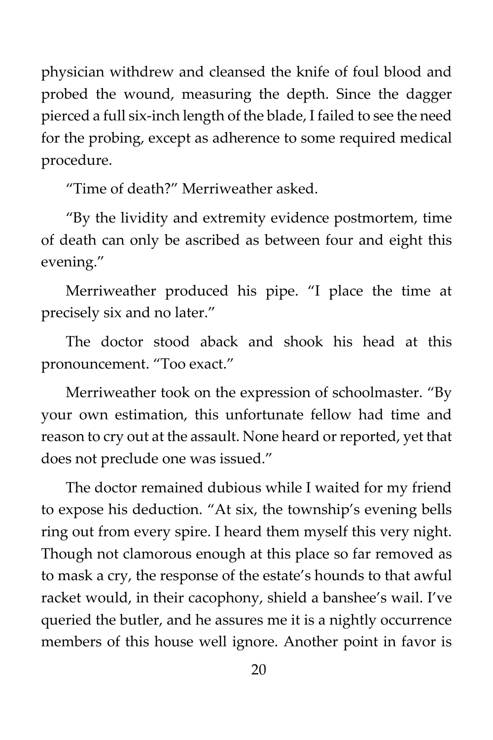physician withdrew and cleansed the knife of foul blood and probed the wound, measuring the depth. Since the dagger pierced a full six-inch length of the blade, I failed to see the need for the probing, except as adherence to some required medical procedure.

"Time of death?" Merriweather asked.

"By the lividity and extremity evidence postmortem, time of death can only be ascribed as between four and eight this evening."

Merriweather produced his pipe. "I place the time at precisely six and no later."

The doctor stood aback and shook his head at this pronouncement. "Too exact."

Merriweather took on the expression of schoolmaster. "By your own estimation, this unfortunate fellow had time and reason to cry out at the assault. None heard or reported, yet that does not preclude one was issued."

The doctor remained dubious while I waited for my friend to expose his deduction. "At six, the township's evening bells ring out from every spire. I heard them myself this very night. Though not clamorous enough at this place so far removed as to mask a cry, the response of the estate's hounds to that awful racket would, in their cacophony, shield a banshee's wail. I've queried the butler, and he assures me it is a nightly occurrence members of this house well ignore. Another point in favor is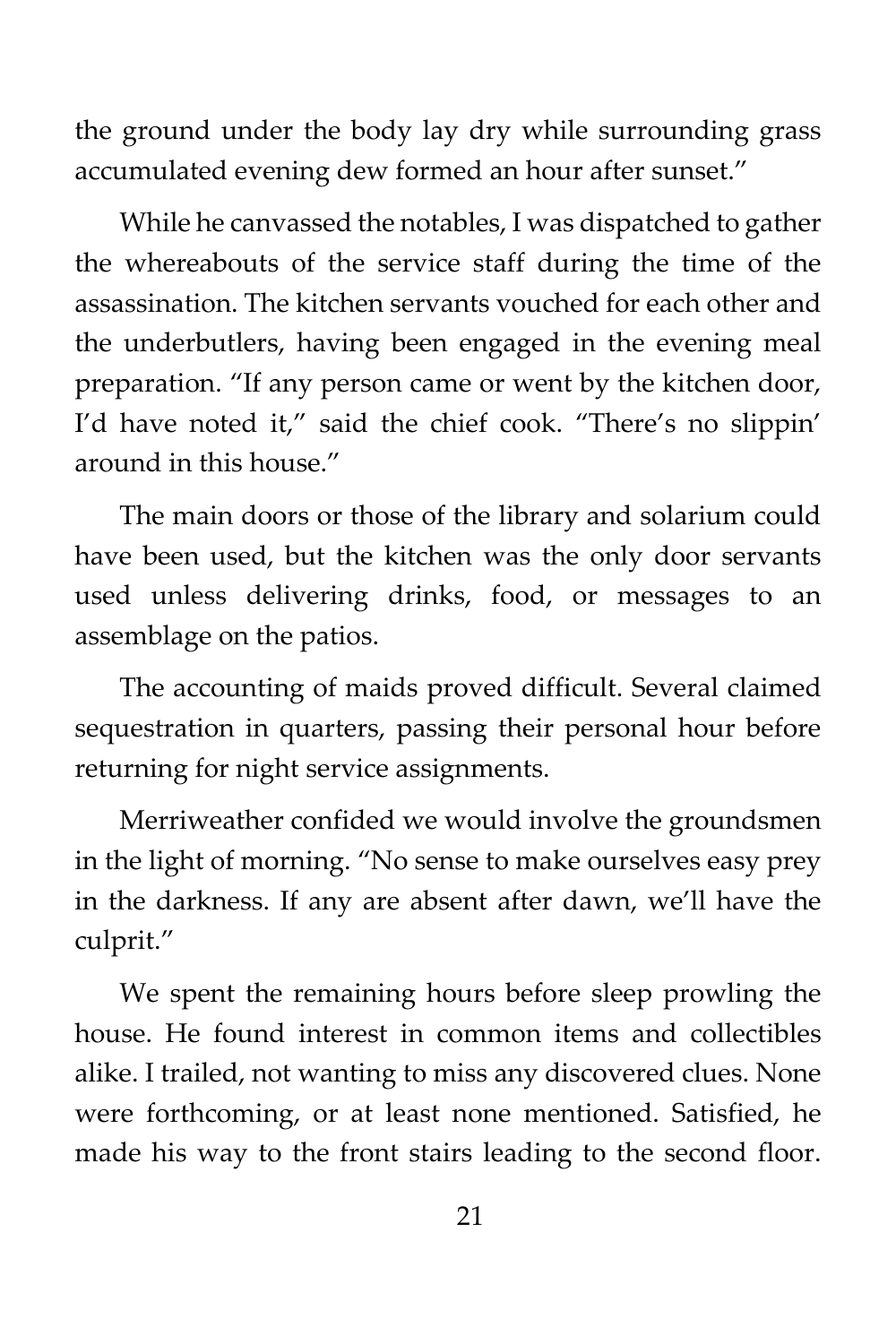the ground under the body lay dry while surrounding grass accumulated evening dew formed an hour after sunset."

While he canvassed the notables, I was dispatched to gather the whereabouts of the service staff during the time of the assassination. The kitchen servants vouched for each other and the underbutlers, having been engaged in the evening meal preparation. "If any person came or went by the kitchen door, I'd have noted it," said the chief cook. "There's no slippin' around in this house."

The main doors or those of the library and solarium could have been used, but the kitchen was the only door servants used unless delivering drinks, food, or messages to an assemblage on the patios.

The accounting of maids proved difficult. Several claimed sequestration in quarters, passing their personal hour before returning for night service assignments.

Merriweather confided we would involve the groundsmen in the light of morning. "No sense to make ourselves easy prey in the darkness. If any are absent after dawn, we'll have the culprit."

We spent the remaining hours before sleep prowling the house. He found interest in common items and collectibles alike. I trailed, not wanting to miss any discovered clues. None were forthcoming, or at least none mentioned. Satisfied, he made his way to the front stairs leading to the second floor.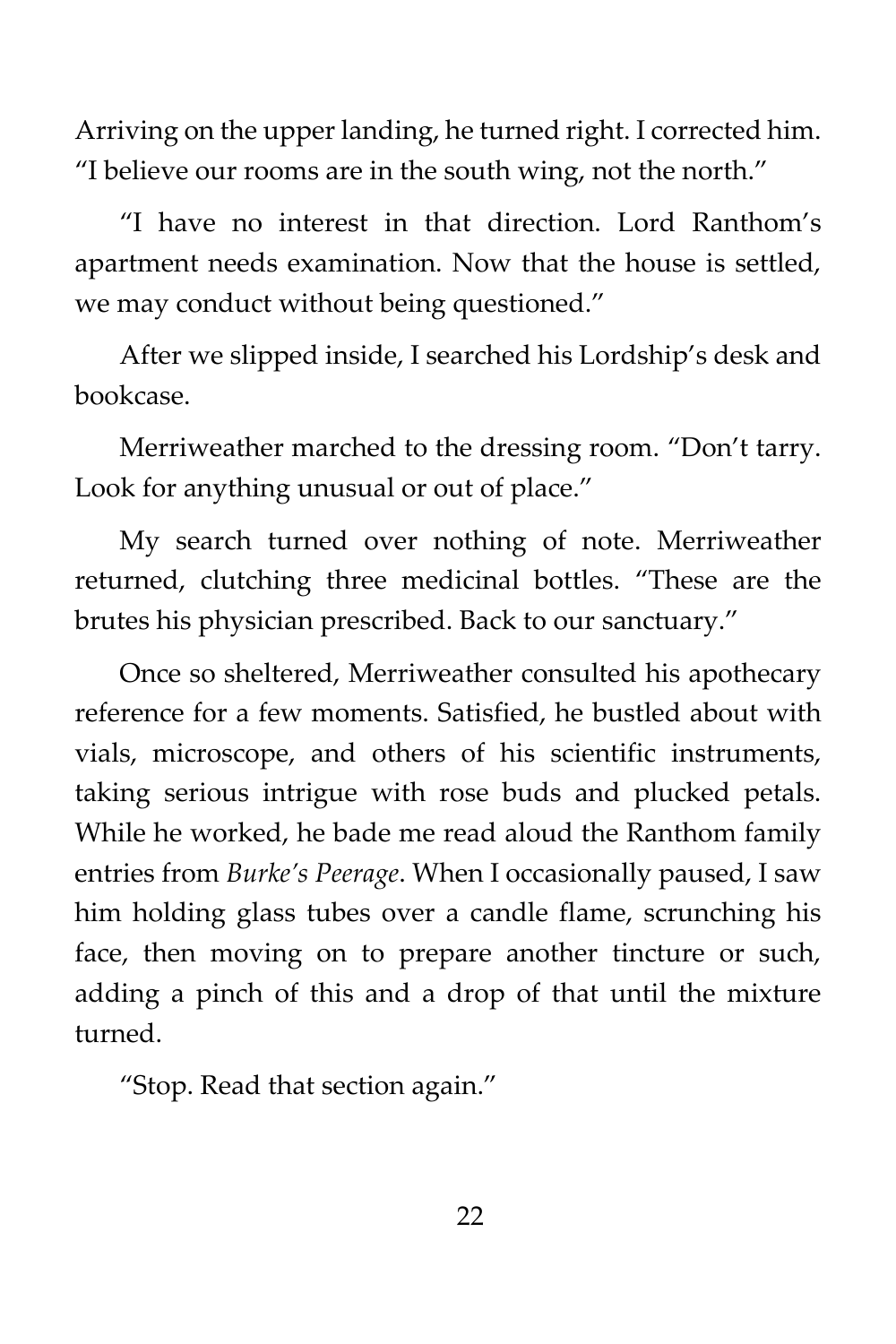Arriving on the upper landing, he turned right. I corrected him. "I believe our rooms are in the south wing, not the north."

"I have no interest in that direction. Lord Ranthom's apartment needs examination. Now that the house is settled, we may conduct without being questioned."

After we slipped inside, I searched his Lordship's desk and bookcase.

Merriweather marched to the dressing room. "Don't tarry. Look for anything unusual or out of place."

My search turned over nothing of note. Merriweather returned, clutching three medicinal bottles. "These are the brutes his physician prescribed. Back to our sanctuary."

Once so sheltered, Merriweather consulted his apothecary reference for a few moments. Satisfied, he bustled about with vials, microscope, and others of his scientific instruments, taking serious intrigue with rose buds and plucked petals. While he worked, he bade me read aloud the Ranthom family entries from *Burke's Peerage*. When I occasionally paused, I saw him holding glass tubes over a candle flame, scrunching his face, then moving on to prepare another tincture or such, adding a pinch of this and a drop of that until the mixture turned.

"Stop. Read that section again."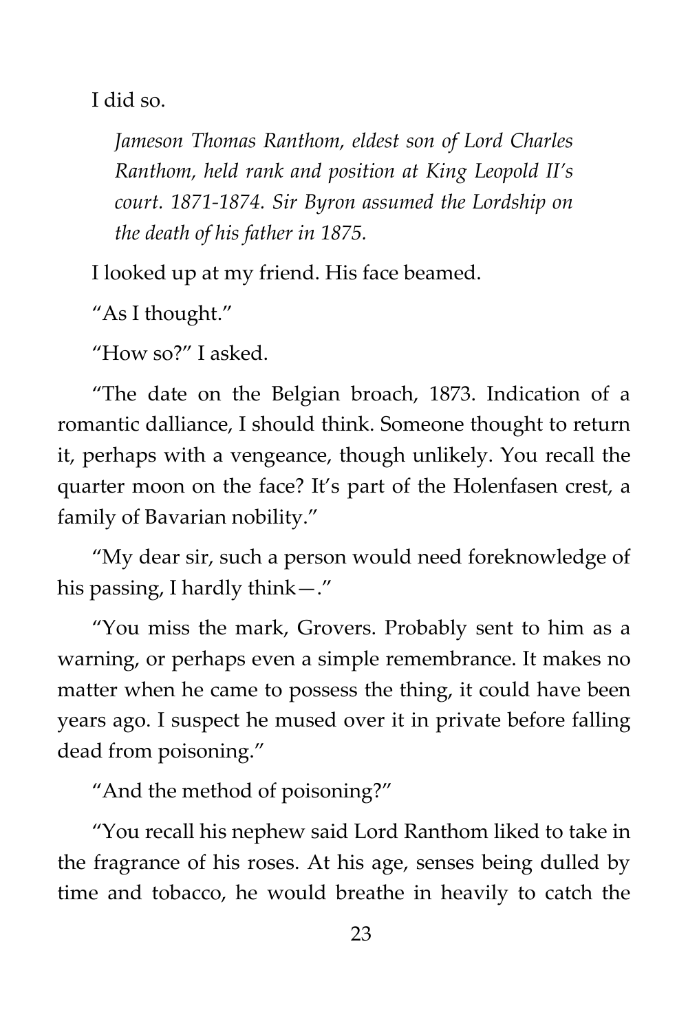I did so.

> *Jameson Thomas Ranthom, eldest son of Lord Charles Ranthom, held rank and position at King Leopold II's court. 1871-1874. Sir Byron assumed the Lordship on the death of his father in 1875.*

I looked up at my friend. His face beamed.

"As I thought."

"How so?" I asked.

"The date on the Belgian broach, 1873. Indication of a romantic dalliance, I should think. Someone thought to return it, perhaps with a vengeance, though unlikely. You recall the quarter moon on the face? It's part of the Holenfasen crest, a family of Bavarian nobility."

"My dear sir, such a person would need foreknowledge of his passing, I hardly think—."

"You miss the mark, Grovers. Probably sent to him as a warning, or perhaps even a simple remembrance. It makes no matter when he came to possess the thing, it could have been years ago. I suspect he mused over it in private before falling dead from poisoning."

"And the method of poisoning?"

"You recall his nephew said Lord Ranthom liked to take in the fragrance of his roses. At his age, senses being dulled by time and tobacco, he would breathe in heavily to catch the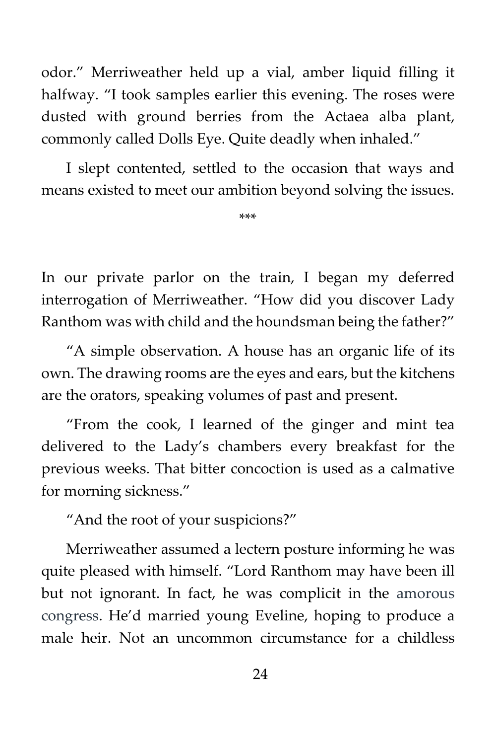odor." Merriweather held up a vial, amber liquid filling it halfway. "I took samples earlier this evening. The roses were dusted with ground berries from the Actaea alba plant, commonly called Dolls Eye. Quite deadly when inhaled."

I slept contented, settled to the occasion that ways and means existed to meet our ambition beyond solving the issues.

***

In our private parlor on the train, I began my deferred interrogation of Merriweather. "How did you discover Lady Ranthom was with child and the houndsman being the father?"

"A simple observation. A house has an organic life of its own. The drawing rooms are the eyes and ears, but the kitchens are the orators, speaking volumes of past and present.

"From the cook, I learned of the ginger and mint tea delivered to the Lady's chambers every breakfast for the previous weeks. That bitter concoction is used as a calmative for morning sickness."

"And the root of your suspicions?"

Merriweather assumed a lectern posture informing he was quite pleased with himself. "Lord Ranthom may have been ill but not ignorant. In fact, he was complicit in the amorous congress. He'd married young Eveline, hoping to produce a male heir. Not an uncommon circumstance for a childless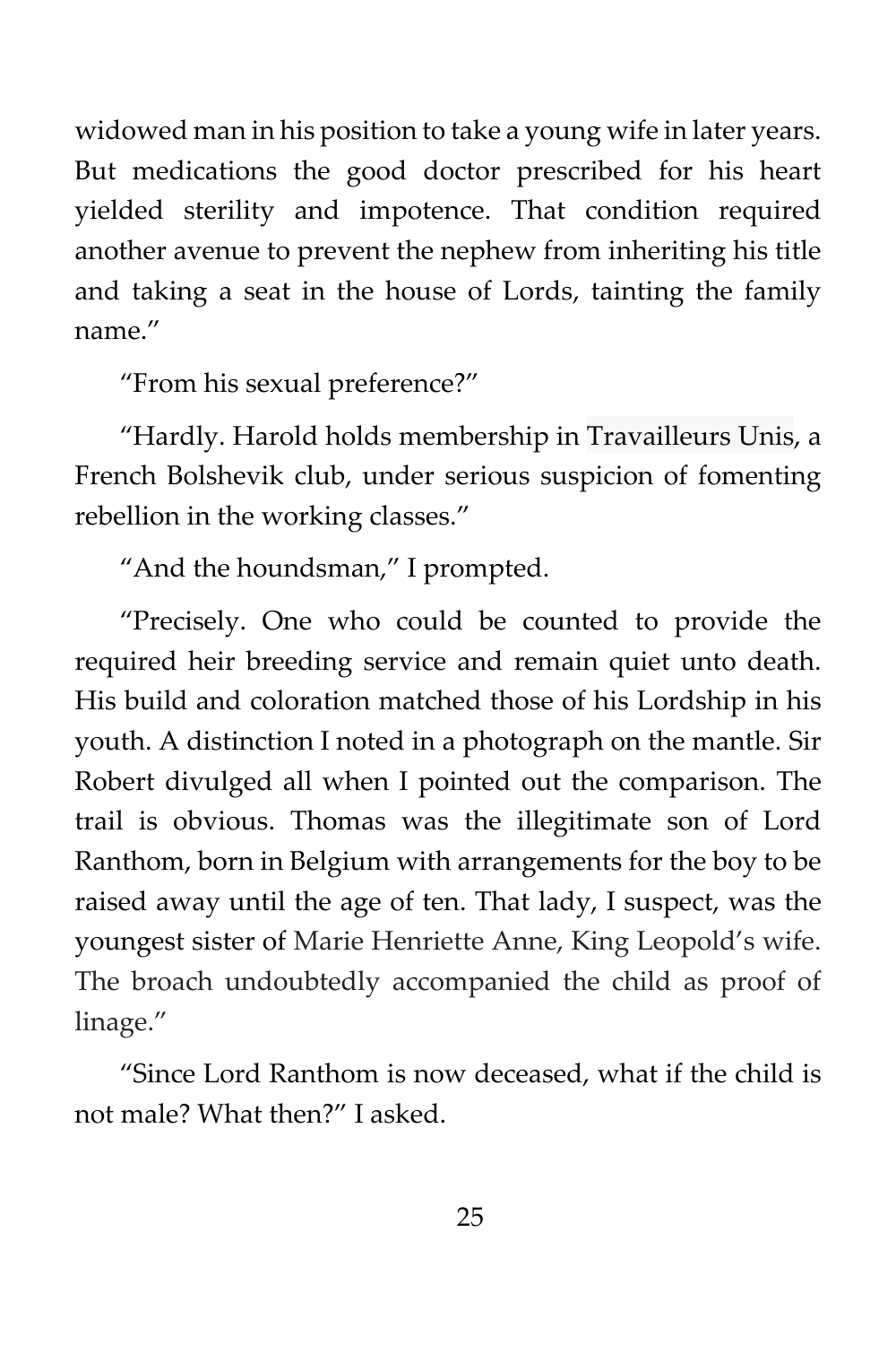widowed man in his position to take a young wife in later years. But medications the good doctor prescribed for his heart yielded sterility and impotence. That condition required another avenue to prevent the nephew from inheriting his title and taking a seat in the house of Lords, tainting the family name."

"From his sexual preference?"

"Hardly. Harold holds membership in Travailleurs Unis, a French Bolshevik club, under serious suspicion of fomenting rebellion in the working classes."

"And the houndsman," I prompted.

"Precisely. One who could be counted to provide the required heir breeding service and remain quiet unto death. His build and coloration matched those of his Lordship in his youth. A distinction I noted in a photograph on the mantle. Sir Robert divulged all when I pointed out the comparison. The trail is obvious. Thomas was the illegitimate son of Lord Ranthom, born in Belgium with arrangements for the boy to be raised away until the age of ten. That lady, I suspect, was the youngest sister of Marie Henriette Anne, King Leopold's wife. The broach undoubtedly accompanied the child as proof of linage."

"Since Lord Ranthom is now deceased, what if the child is not male? What then?" I asked.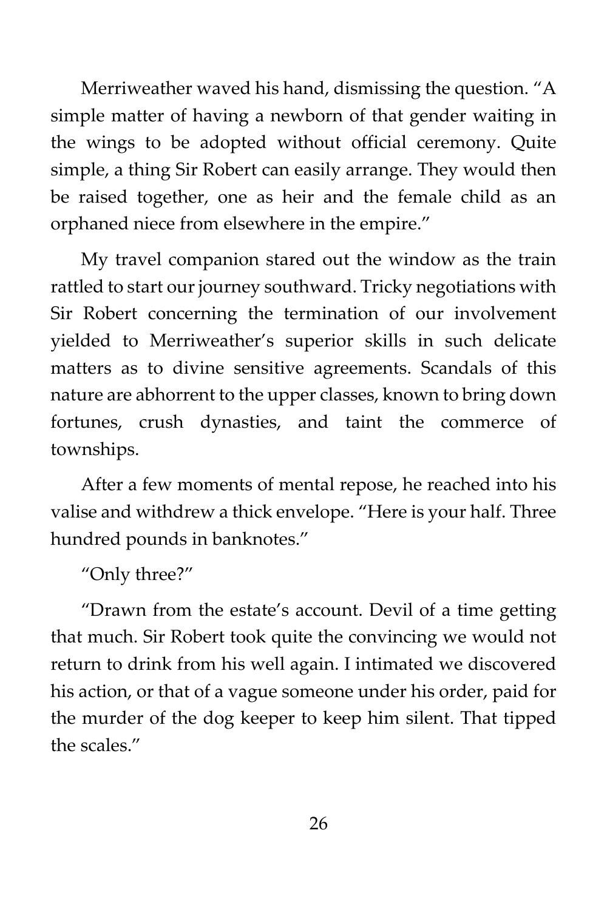Merriweather waved his hand, dismissing the question. "A simple matter of having a newborn of that gender waiting in the wings to be adopted without official ceremony. Quite simple, a thing Sir Robert can easily arrange. They would then be raised together, one as heir and the female child as an orphaned niece from elsewhere in the empire."

My travel companion stared out the window as the train rattled to start our journey southward. Tricky negotiations with Sir Robert concerning the termination of our involvement yielded to Merriweather's superior skills in such delicate matters as to divine sensitive agreements. Scandals of this nature are abhorrent to the upper classes, known to bring down fortunes, crush dynasties, and taint the commerce of townships.

After a few moments of mental repose, he reached into his valise and withdrew a thick envelope. "Here is your half. Three hundred pounds in banknotes."

"Only three?"

"Drawn from the estate's account. Devil of a time getting that much. Sir Robert took quite the convincing we would not return to drink from his well again. I intimated we discovered his action, or that of a vague someone under his order, paid for the murder of the dog keeper to keep him silent. That tipped the scales."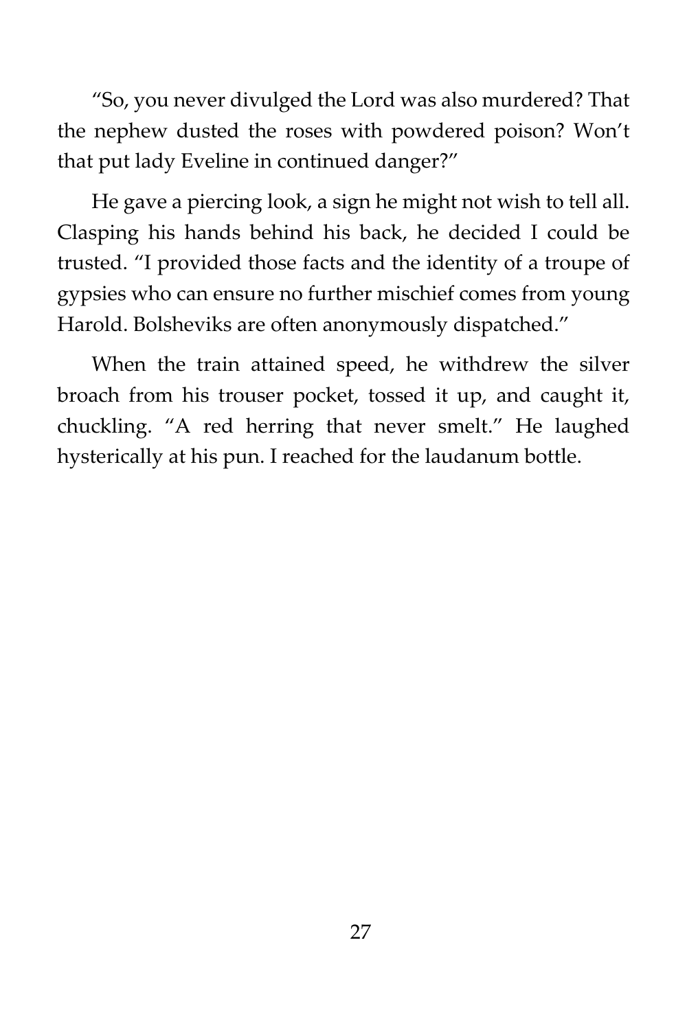“So, you never divulged the Lord was also murdered? That the nephew dusted the roses with powdered poison? Won’t that put lady Eveline in continued danger?”

He gave a piercing look, a sign he might not wish to tell all. Clasping his hands behind his back, he decided I could be trusted. “I provided those facts and the identity of a troupe of gypsies who can ensure no further mischief comes from young Harold. Bolsheviks are often anonymously dispatched.”

When the train attained speed, he withdrew the silver broach from his trouser pocket, tossed it up, and caught it, chuckling. “A red herring that never smelt.” He laughed hysterically at his pun. I reached for the laudanum bottle.